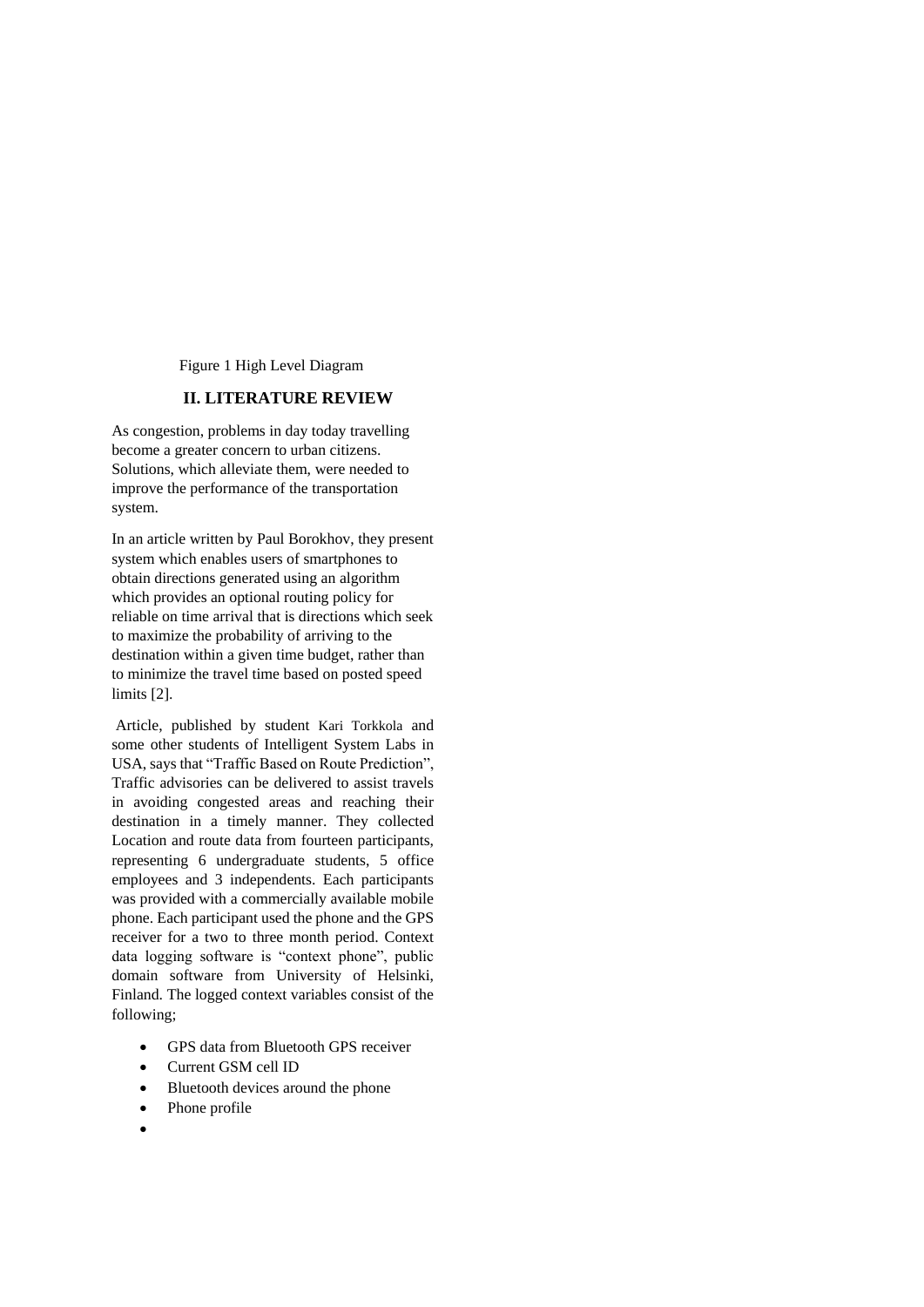Figure 1 High Level Diagram

## II. LITERATURE REVIEW

As congestion, problems in day today travelling become a greater concern to urban citizens. Solutions, which alleviate them, were needed to improve the performance of the transportation system.

In an article written by Paul Borokhov, they present system which enables users of smartphones to obtain directions generated using an algorithm which provides an optional routing policy for reliable on time arrival that is directions which seek to maximize the probability of arriving to the destination within a given time budget, rather than to minimize the travel time based on posted speed limits [2].

Article, published by student Kari Torkkola and some other students of Intelligent System Labs in USA, says that “Traffic Based on Route Prediction”, Traffic advisories can be delivered to assist travels in avoiding congested areas and reaching their destination in a timely manner. They collected Location and route data from fourteen participants, representing 6 undergraduate students, 5 office employees and 3 independents. Each participants was provided with a commercially available mobile phone. Each participant used the phone and the GPS receiver for a two to three month period. Context data logging software is “context phone”, public domain software from University of Helsinki, Finland. The logged context variables consist of the following;

- GPS data from Bluetooth GPS receiver
- Current GSM cell ID
- Bluetooth devices around the phone
- Phone profile
-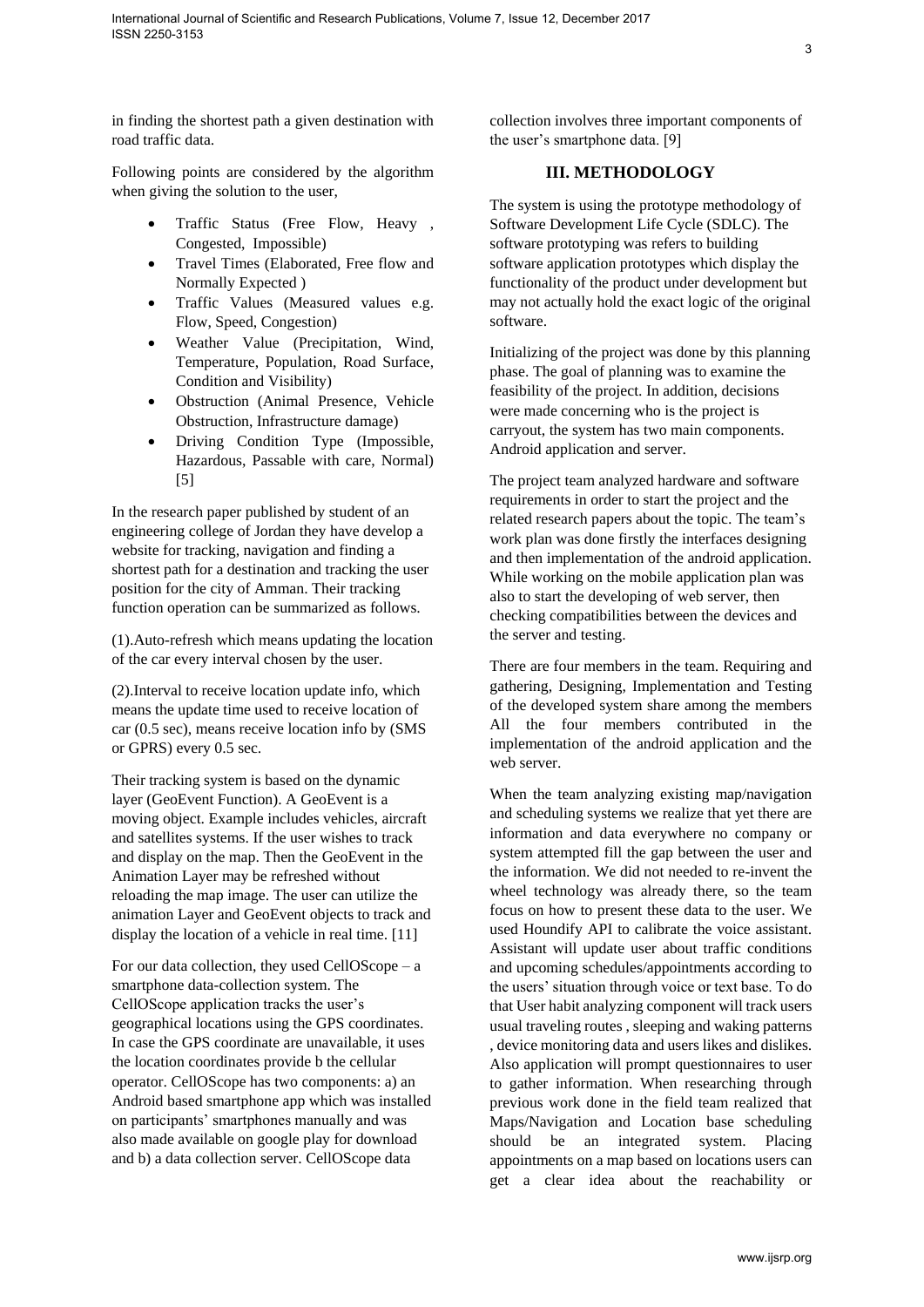in finding the shortest path a given destination with road traffic data.

Following points are considered by the algorithm when giving the solution to the user,

- Traffic Status (Free Flow, Heavy , Congested, Impossible)
- Travel Times (Elaborated, Free flow and Normally Expected )
- Traffic Values (Measured values e.g. Flow, Speed, Congestion)
- Weather Value (Precipitation, Wind, Temperature, Population, Road Surface, Condition and Visibility)
- Obstruction (Animal Presence, Vehicle Obstruction, Infrastructure damage)
- Driving Condition Type (Impossible, Hazardous, Passable with care, Normal) [5]

In the research paper published by student of an engineering college of Jordan they have develop a website for tracking, navigation and finding a shortest path for a destination and tracking the user position for the city of Amman. Their tracking function operation can be summarized as follows.

(1).Auto-refresh which means updating the location of the car every interval chosen by the user.

(2).Interval to receive location update info, which means the update time used to receive location of car (0.5 sec), means receive location info by (SMS or GPRS) every 0.5 sec.

Their tracking system is based on the dynamic layer (GeoEvent Function). A GeoEvent is a moving object. Example includes vehicles, aircraft and satellites systems. If the user wishes to track and display on the map. Then the GeoEvent in the Animation Layer may be refreshed without reloading the map image. The user can utilize the animation Layer and GeoEvent objects to track and display the location of a vehicle in real time. [11]

For our data collection, they used CellOScope – a smartphone data-collection system. The CellOScope application tracks the user's geographical locations using the GPS coordinates. In case the GPS coordinate are unavailable, it uses the location coordinates provide b the cellular operator. CellOScope has two components: a) an Android based smartphone app which was installed on participants' smartphones manually and was also made available on google play for download and b) a data collection server. CellOScope data collection involves three important components of the user's smartphone data. [9]

## III. METHODOLOGY

The system is using the prototype methodology of Software Development Life Cycle (SDLC). The software prototyping was refers to building software application prototypes which display the functionality of the product under development but may not actually hold the exact logic of the original software.

Initializing of the project was done by this planning phase. The goal of planning was to examine the feasibility of the project. In addition, decisions were made concerning who is the project is carryout, the system has two main components. Android application and server.

The project team analyzed hardware and software requirements in order to start the project and the related research papers about the topic. The team's work plan was done firstly the interfaces designing and then implementation of the android application. While working on the mobile application plan was also to start the developing of web server, then checking compatibilities between the devices and the server and testing.

There are four members in the team. Requiring and gathering, Designing, Implementation and Testing of the developed system share among the members All the four members contributed in the implementation of the android application and the web server.

When the team analyzing existing map/navigation and scheduling systems we realize that yet there are information and data everywhere no company or system attempted fill the gap between the user and the information. We did not needed to re-invent the wheel technology was already there, so the team focus on how to present these data to the user. We used Houndify API to calibrate the voice assistant. Assistant will update user about traffic conditions and upcoming schedules/appointments according to the users' situation through voice or text base. To do that User habit analyzing component will track users usual traveling routes , sleeping and waking patterns , device monitoring data and users likes and dislikes. Also application will prompt questionnaires to user to gather information. When researching through previous work done in the field team realized that Maps/Navigation and Location base scheduling should be an integrated system. Placing appointments on a map based on locations users can get a clear idea about the reachability or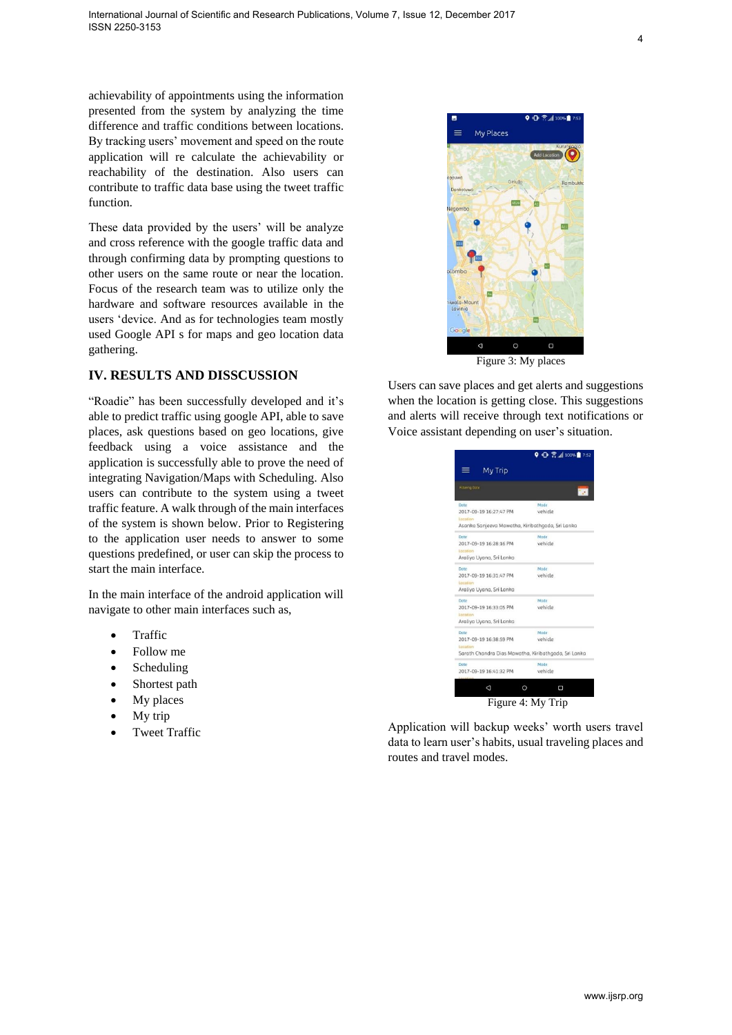achievability of appointments using the information presented from the system by analyzing the time difference and traffic conditions between locations. By tracking users' movement and speed on the route application will re calculate the achievability or reachability of the destination. Also users can contribute to traffic data base using the tweet traffic function.

These data provided by the users' will be analyze and cross reference with the google traffic data and through confirming data by prompting questions to other users on the same route or near the location. Focus of the research team was to utilize only the hardware and software resources available in the users 'device. And as for technologies team mostly used Google API s for maps and geo location data gathering.

## IV. RESULTS AND DISSCUSSION

"Roadie" has been successfully developed and it's able to predict traffic using google API, able to save places, ask questions based on geo locations, give feedback using a voice assistance and the application is successfully able to prove the need of integrating Navigation/Maps with Scheduling. Also users can contribute to the system using a tweet traffic feature. A walk through of the main interfaces of the system is shown below. Prior to Registering to the application user needs to answer to some questions predefined, or user can skip the process to start the main interface.

In the main interface of the android application will navigate to other main interfaces such as,

- Traffic
- Follow me
- Scheduling
- Shortest path
- My places
- My trip
- Tweet Traffic

Figure 3: My places

Users can save places and get alerts and suggestions when the location is getting close. This suggestions and alerts will receive through text notifications or Voice assistant depending on user's situation.

Figure 4: My Trip

Application will backup weeks' worth users travel data to learn user's habits, usual traveling places and routes and travel modes.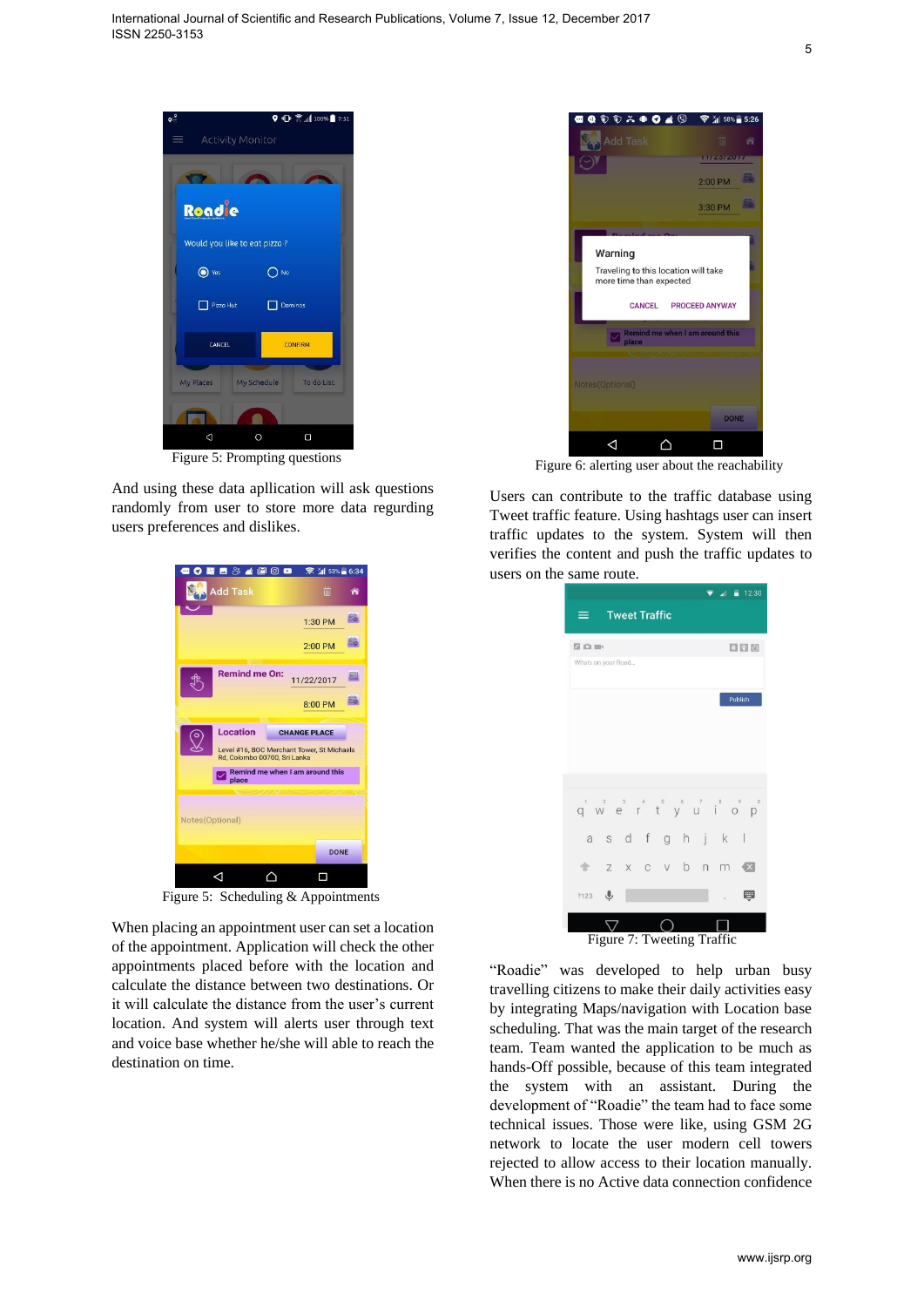Figure 5: Prompting questions

And using these data apllication will ask questions randomly from user to store more data regurding users preferences and dislikes.

Figure 5: Scheduling & Appointments

When placing an appointment user can set a location of the appointment. Application will check the other appointments placed before with the location and calculate the distance between two destinations. Or it will calculate the distance from the user's current location. And system will alerts user through text and voice base whether he/she will able to reach the destination on time.

Figure 6: alerting user about the reachability

Users can contribute to the traffic database using Tweet traffic feature. Using hashtags user can insert traffic updates to the system. System will then verifies the content and push the traffic updates to users on the same route.

Figure 7: Tweeting Traffic

"Roadie" was developed to help urban busy travelling citizens to make their daily activities easy by integrating Maps/navigation with Location base scheduling. That was the main target of the research team. Team wanted the application to be much as hands-Off possible, because of this team integrated the system with an assistant. During the development of "Roadie" the team had to face some technical issues. Those were like, using GSM 2G network to locate the user modern cell towers rejected to allow access to their location manually. When there is no Active data connection confidence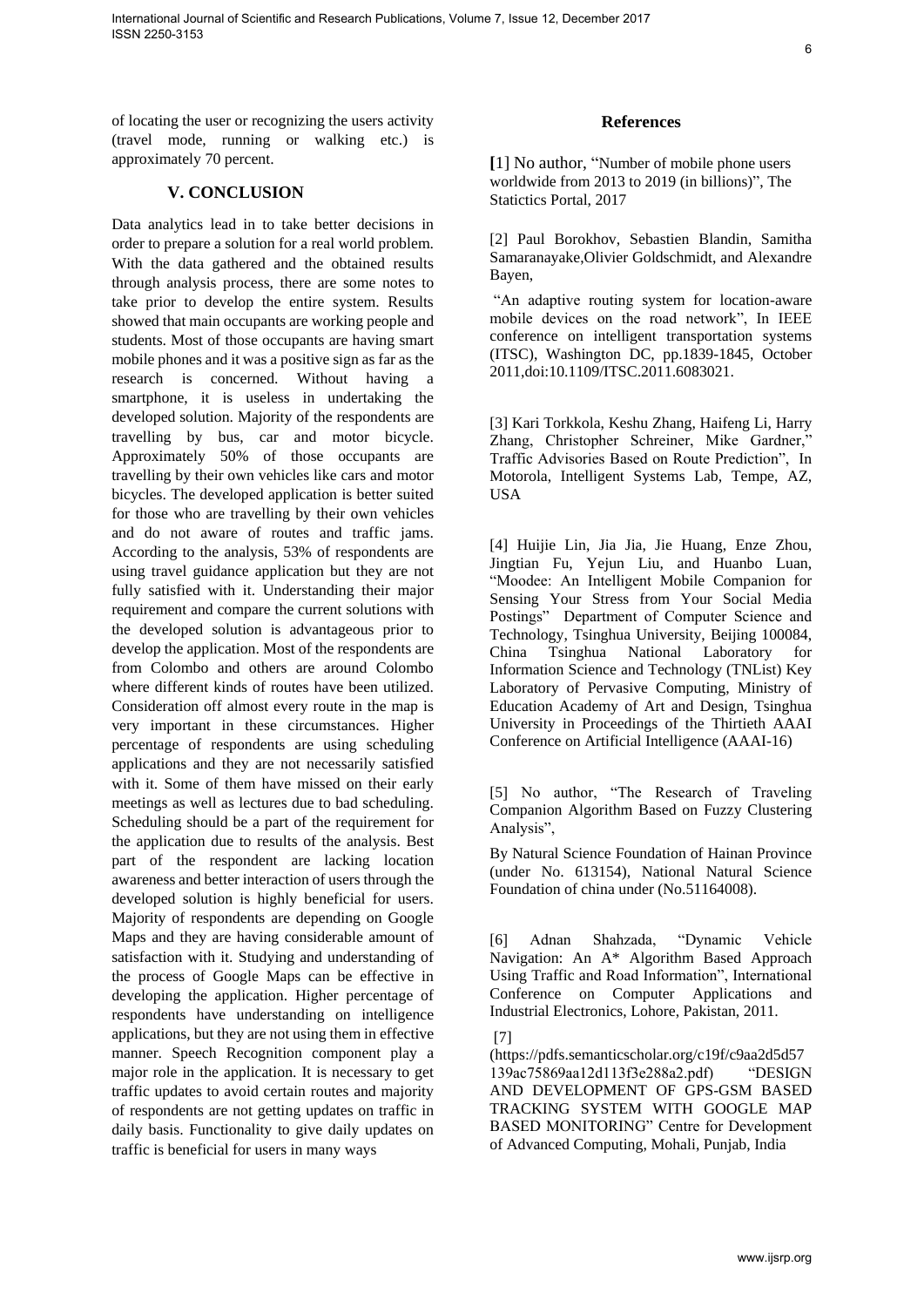of locating the user or recognizing the users activity (travel mode, running or walking etc.) is approximately 70 percent.

## V. CONCLUSION

Data analytics lead in to take better decisions in order to prepare a solution for a real world problem. With the data gathered and the obtained results through analysis process, there are some notes to take prior to develop the entire system. Results showed that main occupants are working people and students. Most of those occupants are having smart mobile phones and it was a positive sign as far as the research is concerned. Without having a smartphone, it is useless in undertaking the developed solution. Majority of the respondents are travelling by bus, car and motor bicycle. Approximately 50% of those occupants are travelling by their own vehicles like cars and motor bicycles. The developed application is better suited for those who are travelling by their own vehicles and do not aware of routes and traffic jams. According to the analysis, 53% of respondents are using travel guidance application but they are not fully satisfied with it. Understanding their major requirement and compare the current solutions with the developed solution is advantageous prior to develop the application. Most of the respondents are from Colombo and others are around Colombo where different kinds of routes have been utilized. Consideration off almost every route in the map is very important in these circumstances. Higher percentage of respondents are using scheduling applications and they are not necessarily satisfied with it. Some of them have missed on their early meetings as well as lectures due to bad scheduling. Scheduling should be a part of the requirement for the application due to results of the analysis. Best part of the respondent are lacking location awareness and better interaction of users through the developed solution is highly beneficial for users. Majority of respondents are depending on Google Maps and they are having considerable amount of satisfaction with it. Studying and understanding of the process of Google Maps can be effective in developing the application. Higher percentage of respondents have understanding on intelligence applications, but they are not using them in effective manner. Speech Recognition component play a major role in the application. It is necessary to get traffic updates to avoid certain routes and majority of respondents are not getting updates on traffic in daily basis. Functionality to give daily updates on traffic is beneficial for users in many ways

## References

[1] No author, "Number of mobile phone users worldwide from 2013 to 2019 (in billions)", The Statictics Portal, 2017

[2] Paul Borokhov, Sebastien Blandin, Samitha Samaranayake,Olivier Goldschmidt, and Alexandre Bayen,

"An adaptive routing system for location-aware mobile devices on the road network", In IEEE conference on intelligent transportation systems (ITSC), Washington DC, pp.1839-1845, October 2011,doi:10.1109/ITSC.2011.6083021.

[3] Kari Torkkola, Keshu Zhang, Haifeng Li, Harry Zhang, Christopher Schreiner, Mike Gardner," Traffic Advisories Based on Route Prediction", In Motorola, Intelligent Systems Lab, Tempe, AZ, USA

[4] Huijie Lin, Jia Jia, Jie Huang, Enze Zhou, Jingtian Fu, Yejun Liu, and Huanbo Luan, "Moodee: An Intelligent Mobile Companion for Sensing Your Stress from Your Social Media Postings" Department of Computer Science and Technology, Tsinghua University, Beijing 100084, China Tsinghua National Laboratory for Information Science and Technology (TNList) Key Laboratory of Pervasive Computing, Ministry of Education Academy of Art and Design, Tsinghua University in Proceedings of the Thirtieth AAAI Conference on Artificial Intelligence (AAAI-16)

[5] No author, "The Research of Traveling Companion Algorithm Based on Fuzzy Clustering Analysis",

By Natural Science Foundation of Hainan Province (under No. 613154), National Natural Science Foundation of china under (No.51164008).

[6] Adnan Shahzada, "Dynamic Vehicle Navigation: An A* Algorithm Based Approach Using Traffic and Road Information", International Conference on Computer Applications and Industrial Electronics, Lohore, Pakistan, 2011.

[7] (https://pdfs.semanticscholar.org/c19f/c9aa2d5d57139ac75869aa12d113f3e288a2.pdf) "DESIGN AND DEVELOPMENT OF GPS-GSM BASED TRACKING SYSTEM WITH GOOGLE MAP BASED MONITORING" Centre for Development of Advanced Computing, Mohali, Punjab, India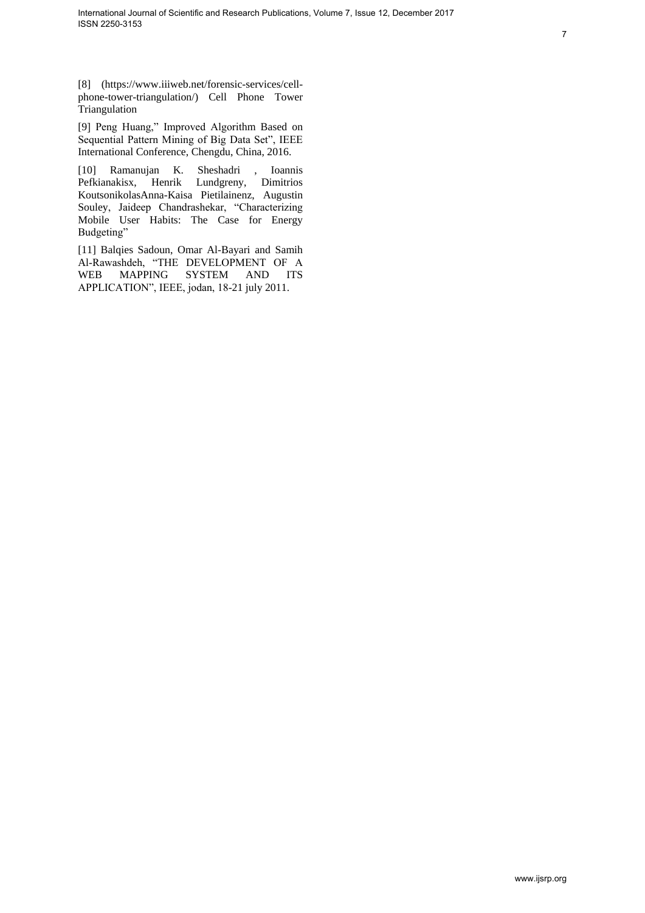[8] (https://www.iiiweb.net/forensic-services/cell-phone-tower-triangulation/) Cell Phone Tower Triangulation

[9] Peng Huang," Improved Algorithm Based on Sequential Pattern Mining of Big Data Set", IEEE International Conference, Chengdu, China, 2016.

[10] Ramanujan K. Sheshadri , Ioannis Pefkianakisx, Henrik Lundgreny, Dimitrios KoutsonikolasAnna-Kaisa Pietilainenz, Augustin Souley, Jaideep Chandrashekar, "Characterizing Mobile User Habits: The Case for Energy Budgeting"

[11] Balqies Sadoun, Omar Al-Bayari and Samih Al-Rawashdeh, "THE DEVELOPMENT OF A WEB MAPPING SYSTEM AND ITS APPLICATION", IEEE, jodan, 18-21 july 2011.